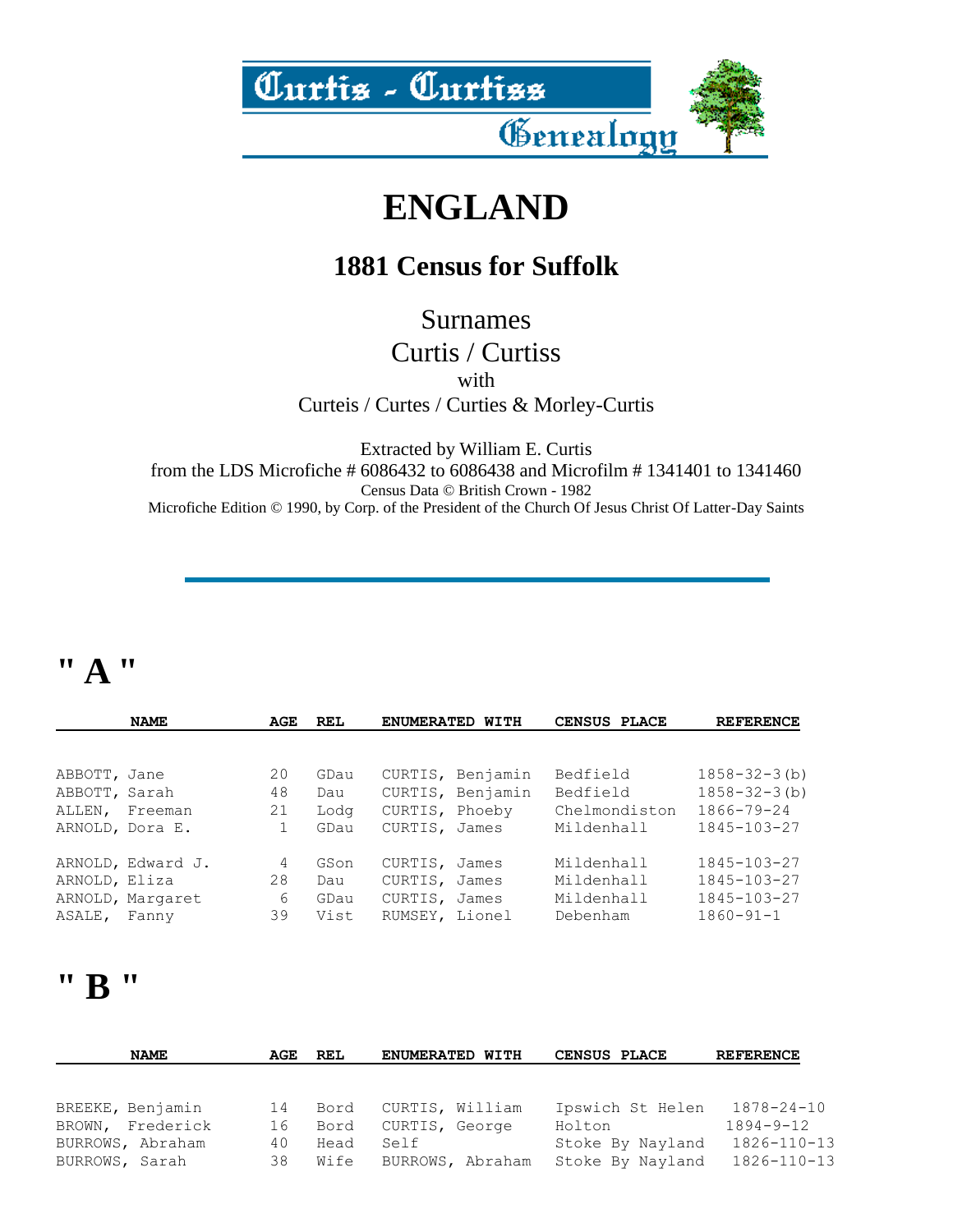Curtis - Curtiss Genealogy

# ENGLAND

## 1881 Census for Suffolk

Surnames
Curtis / Curtiss
with
Curteis / Curtes / Curties & Morley-Curtis

Extracted by William E. Curtis
from the LDS Microfiche # 6086432 to 6086438 and Microfilm # 1341401 to 1341460
Census Data © British Crown - 1982
Microfiche Edition © 1990, by Corp. of the President of the Church Of Jesus Christ Of Latter-Day Saints

---

## " A "

| NAME | AGE | REL | ENUMERATED WITH | CENSUS PLACE | REFERENCE |
|---|---|---|---|---|---|
| ABBOTT, Jane | 20 | GDau | CURTIS, Benjamin | Bedfield | 1858-32-3(b) |
| ABBOTT, Sarah | 48 | Dau | CURTIS, Benjamin | Bedfield | 1858-32-3(b) |
| ALLEN, Freeman | 21 | Lodg | CURTIS, Phoeby | Chelmondiston | 1866-79-24 |
| ARNOLD, Dora E. | 1 | GDau | CURTIS, James | Mildenhall | 1845-103-27 |
| ARNOLD, Edward J. | 4 | GSon | CURTIS, James | Mildenhall | 1845-103-27 |
| ARNOLD, Eliza | 28 | Dau | CURTIS, James | Mildenhall | 1845-103-27 |
| ARNOLD, Margaret | 6 | GDau | CURTIS, James | Mildenhall | 1845-103-27 |
| ASALE, Fanny | 39 | Vist | RUMSEY, Lionel | Debenham | 1860-91-1 |

## " B "

| NAME | AGE | REL | ENUMERATED WITH | CENSUS PLACE | REFERENCE |
|---|---|---|---|---|---|
| BREEKE, Benjamin | 14 | Bord | CURTIS, William | Ipswich St Helen | 1878-24-10 |
| BROWN, Frederick | 16 | Bord | CURTIS, George | Holton | 1894-9-12 |
| BURROWS, Abraham | 40 | Head | Self | Stoke By Nayland | 1826-110-13 |
| BURROWS, Sarah | 38 | Wife | BURROWS, Abraham | Stoke By Nayland | 1826-110-13 |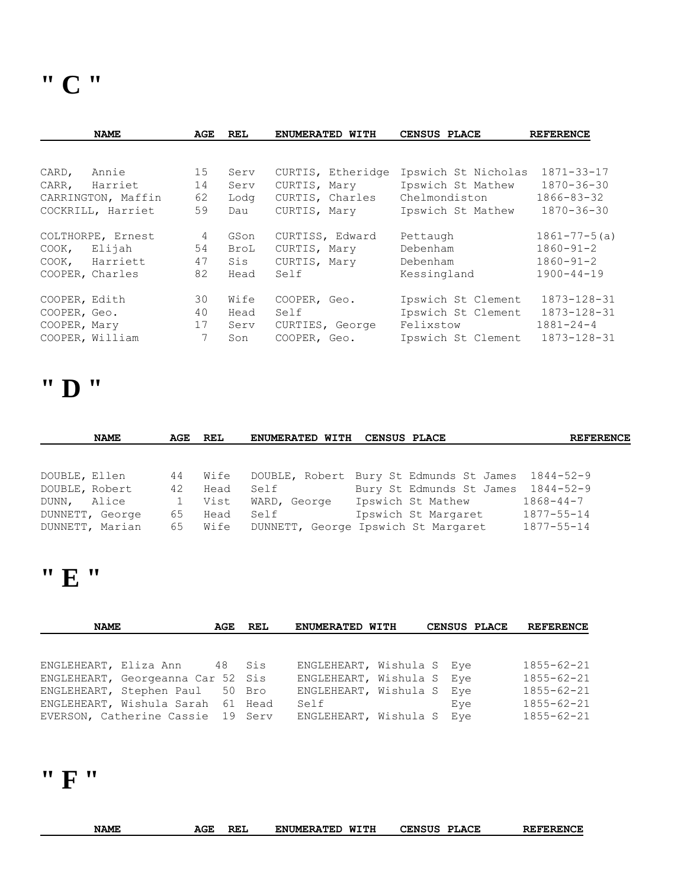# " C "

| NAME | AGE | REL | ENUMERATED WITH | CENSUS PLACE | REFERENCE |
|---|---|---|---|---|---|
| CARD, Annie | 15 | Serv | CURTIS, Etheridge | Ipswich St Nicholas | 1871-33-17 |
| CARR, Harriet | 14 | Serv | CURTIS, Mary | Ipswich St Mathew | 1870-36-30 |
| CARRINGTON, Maffin | 62 | Lodg | CURTIS, Charles | Chelmondiston | 1866-83-32 |
| COCKRILL, Harriet | 59 | Dau | CURTIS, Mary | Ipswich St Mathew | 1870-36-30 |
| COLTHORPE, Ernest | 4 | GSon | CURTISS, Edward | Pettaugh | 1861-77-5(a) |
| COOK, Elijah | 54 | BroL | CURTIS, Mary | Debenham | 1860-91-2 |
| COOK, Harriett | 47 | Sis | CURTIS, Mary | Debenham | 1860-91-2 |
| COOPER, Charles | 82 | Head | Self | Kessingland | 1900-44-19 |
| COOPER, Edith | 30 | Wife | COOPER, Geo. | Ipswich St Clement | 1873-128-31 |
| COOPER, Geo. | 40 | Head | Self | Ipswich St Clement | 1873-128-31 |
| COOPER, Mary | 17 | Serv | CURTIES, George | Felixstow | 1881-24-4 |
| COOPER, William | 7 | Son | COOPER, Geo. | Ipswich St Clement | 1873-128-31 |

# " D "

| NAME | AGE | REL | ENUMERATED WITH | CENSUS PLACE | REFERENCE |
|---|---|---|---|---|---|
| DOUBLE, Ellen | 44 | Wife | DOUBLE, Robert | Bury St Edmunds St James | 1844-52-9 |
| DOUBLE, Robert | 42 | Head | Self | Bury St Edmunds St James | 1844-52-9 |
| DUNN, Alice | 1 | Vist | WARD, George | Ipswich St Mathew | 1868-44-7 |
| DUNNETT, George | 65 | Head | Self | Ipswich St Margaret | 1877-55-14 |
| DUNNETT, Marian | 65 | Wife | DUNNETT, George | Ipswich St Margaret | 1877-55-14 |

# " E "

| NAME | AGE | REL | ENUMERATED WITH | CENSUS PLACE | REFERENCE |
|---|---|---|---|---|---|
| ENGLEHEART, Eliza Ann | 48 | Sis | ENGLEHEART, Wishula S | Eye | 1855-62-21 |
| ENGLEHEART, Georgeanna Car | 52 | Sis | ENGLEHEART, Wishula S | Eye | 1855-62-21 |
| ENGLEHEART, Stephen Paul | 50 | Bro | ENGLEHEART, Wishula S | Eye | 1855-62-21 |
| ENGLEHEART, Wishula Sarah | 61 | Head | Self | Eye | 1855-62-21 |
| EVERSON, Catherine Cassie | 19 | Serv | ENGLEHEART, Wishula S | Eye | 1855-62-21 |

# " F "

| NAME | AGE | REL | ENUMERATED WITH | CENSUS PLACE | REFERENCE |
|---|---|---|---|---|---|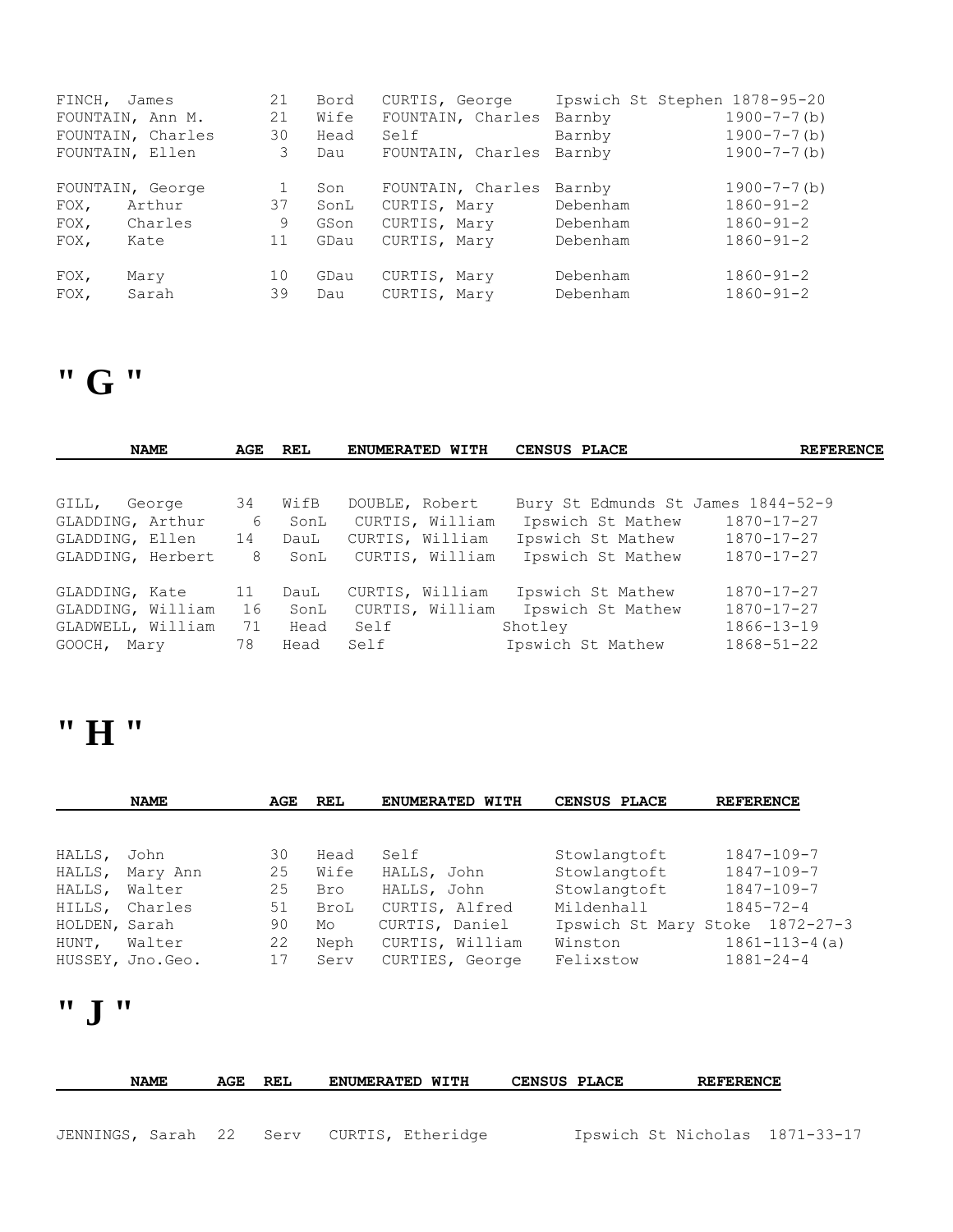| NAME | AGE | REL | ENUMERATED WITH | CENSUS PLACE | REFERENCE |
|---|---|---|---|---|---|
| FINCH, James | 21 | Bord | CURTIS, George | Ipswich St Stephen | 1878-95-20 |
| FOUNTAIN, Ann M. | 21 | Wife | FOUNTAIN, Charles | Barnby | 1900-7-7(b) |
| FOUNTAIN, Charles | 30 | Head | Self | Barnby | 1900-7-7(b) |
| FOUNTAIN, Ellen | 3 | Dau | FOUNTAIN, Charles | Barnby | 1900-7-7(b) |
| FOUNTAIN, George | 1 | Son | FOUNTAIN, Charles | Barnby | 1900-7-7(b) |
| FOX, Arthur | 37 | SonL | CURTIS, Mary | Debenham | 1860-91-2 |
| FOX, Charles | 9 | GSon | CURTIS, Mary | Debenham | 1860-91-2 |
| FOX, Kate | 11 | GDau | CURTIS, Mary | Debenham | 1860-91-2 |
| FOX, Mary | 10 | GDau | CURTIS, Mary | Debenham | 1860-91-2 |
| FOX, Sarah | 39 | Dau | CURTIS, Mary | Debenham | 1860-91-2 |

# " G "

| NAME | AGE | REL | ENUMERATED WITH | CENSUS PLACE | REFERENCE |
|---|---|---|---|---|---|
| GILL, George | 34 | WifB | DOUBLE, Robert | Bury St Edmunds St James | 1844-52-9 |
| GLADDING, Arthur | 6 | SonL | CURTIS, William | Ipswich St Mathew | 1870-17-27 |
| GLADDING, Ellen | 14 | DauL | CURTIS, William | Ipswich St Mathew | 1870-17-27 |
| GLADDING, Herbert | 8 | SonL | CURTIS, William | Ipswich St Mathew | 1870-17-27 |
| GLADDING, Kate | 11 | DauL | CURTIS, William | Ipswich St Mathew | 1870-17-27 |
| GLADDING, William | 16 | SonL | CURTIS, William | Ipswich St Mathew | 1870-17-27 |
| GLADWELL, William | 71 | Head | Self | Shotley | 1866-13-19 |
| GOOCH, Mary | 78 | Head | Self | Ipswich St Mathew | 1868-51-22 |

# " H "

| NAME | AGE | REL | ENUMERATED WITH | CENSUS PLACE | REFERENCE |
|---|---|---|---|---|---|
| HALLS, John | 30 | Head | Self | Stowlangtoft | 1847-109-7 |
| HALLS, Mary Ann | 25 | Wife | HALLS, John | Stowlangtoft | 1847-109-7 |
| HALLS, Walter | 25 | Bro | HALLS, John | Stowlangtoft | 1847-109-7 |
| HILLS, Charles | 51 | BroL | CURTIS, Alfred | Mildenhall | 1845-72-4 |
| HOLDEN, Sarah | 90 | Mo | CURTIS, Daniel | Ipswich St Mary Stoke | 1872-27-3 |
| HUNT, Walter | 22 | Neph | CURTIS, William | Winston | 1861-113-4(a) |
| HUSSEY, Jno.Geo. | 17 | Serv | CURTIES, George | Felixstow | 1881-24-4 |

# " J "

| NAME | AGE | REL | ENUMERATED WITH | CENSUS PLACE | REFERENCE |
|---|---|---|---|---|---|
| JENNINGS, Sarah | 22 | Serv | CURTIS, Etheridge | Ipswich St Nicholas | 1871-33-17 |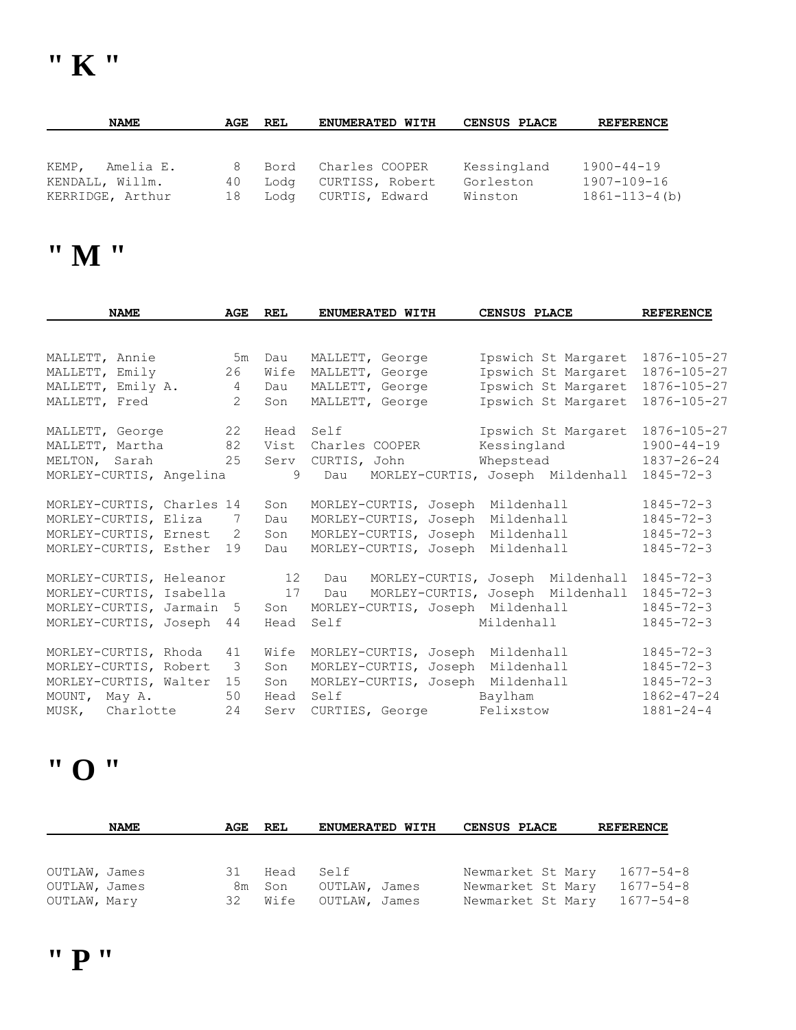# " K "

| NAME | AGE | REL | ENUMERATED WITH | CENSUS PLACE | REFERENCE |
|---|---|---|---|---|---|
| KEMP, Amelia E. | 8 | Bord | Charles COOPER | Kessingland | 1900-44-19 |
| KENDALL, Willm. | 40 | Lodg | CURTISS, Robert | Gorleston | 1907-109-16 |
| KERRIDGE, Arthur | 18 | Lodg | CURTIS, Edward | Winston | 1861-113-4(b) |

# " M "

| NAME | AGE | REL | ENUMERATED WITH | CENSUS PLACE | REFERENCE |
|---|---|---|---|---|---|
| MALLETT, Annie | 5m | Dau | MALLETT, George | Ipswich St Margaret | 1876-105-27 |
| MALLETT, Emily | 26 | Wife | MALLETT, George | Ipswich St Margaret | 1876-105-27 |
| MALLETT, Emily A. | 4 | Dau | MALLETT, George | Ipswich St Margaret | 1876-105-27 |
| MALLETT, Fred | 2 | Son | MALLETT, George | Ipswich St Margaret | 1876-105-27 |
| MALLETT, George | 22 | Head | Self | Ipswich St Margaret | 1876-105-27 |
| MALLETT, Martha | 82 | Vist | Charles COOPER | Kessingland | 1900-44-19 |
| MELTON, Sarah | 25 | Serv | CURTIS, John | Whepstead | 1837-26-24 |
| MORLEY-CURTIS, Angelina | 9 | Dau | MORLEY-CURTIS, Joseph | Mildenhall | 1845-72-3 |
| MORLEY-CURTIS, Charles | 14 | Son | MORLEY-CURTIS, Joseph | Mildenhall | 1845-72-3 |
| MORLEY-CURTIS, Eliza | 7 | Dau | MORLEY-CURTIS, Joseph | Mildenhall | 1845-72-3 |
| MORLEY-CURTIS, Ernest | 2 | Son | MORLEY-CURTIS, Joseph | Mildenhall | 1845-72-3 |
| MORLEY-CURTIS, Esther | 19 | Dau | MORLEY-CURTIS, Joseph | Mildenhall | 1845-72-3 |
| MORLEY-CURTIS, Heleanor | 12 | Dau | MORLEY-CURTIS, Joseph | Mildenhall | 1845-72-3 |
| MORLEY-CURTIS, Isabella | 17 | Dau | MORLEY-CURTIS, Joseph | Mildenhall | 1845-72-3 |
| MORLEY-CURTIS, Jarmain | 5 | Son | MORLEY-CURTIS, Joseph | Mildenhall | 1845-72-3 |
| MORLEY-CURTIS, Joseph | 44 | Head | Self | Mildenhall | 1845-72-3 |
| MORLEY-CURTIS, Rhoda | 41 | Wife | MORLEY-CURTIS, Joseph | Mildenhall | 1845-72-3 |
| MORLEY-CURTIS, Robert | 3 | Son | MORLEY-CURTIS, Joseph | Mildenhall | 1845-72-3 |
| MORLEY-CURTIS, Walter | 15 | Son | MORLEY-CURTIS, Joseph | Mildenhall | 1845-72-3 |
| MOUNT, May A. | 50 | Head | Self | Baylham | 1862-47-24 |
| MUSK, Charlotte | 24 | Serv | CURTIES, George | Felixstow | 1881-24-4 |

# " O "

| NAME | AGE | REL | ENUMERATED WITH | CENSUS PLACE | REFERENCE |
|---|---|---|---|---|---|
| OUTLAW, James | 31 | Head | Self | Newmarket St Mary | 1677-54-8 |
| OUTLAW, James | 8m | Son | OUTLAW, James | Newmarket St Mary | 1677-54-8 |
| OUTLAW, Mary | 32 | Wife | OUTLAW, James | Newmarket St Mary | 1677-54-8 |

# " P "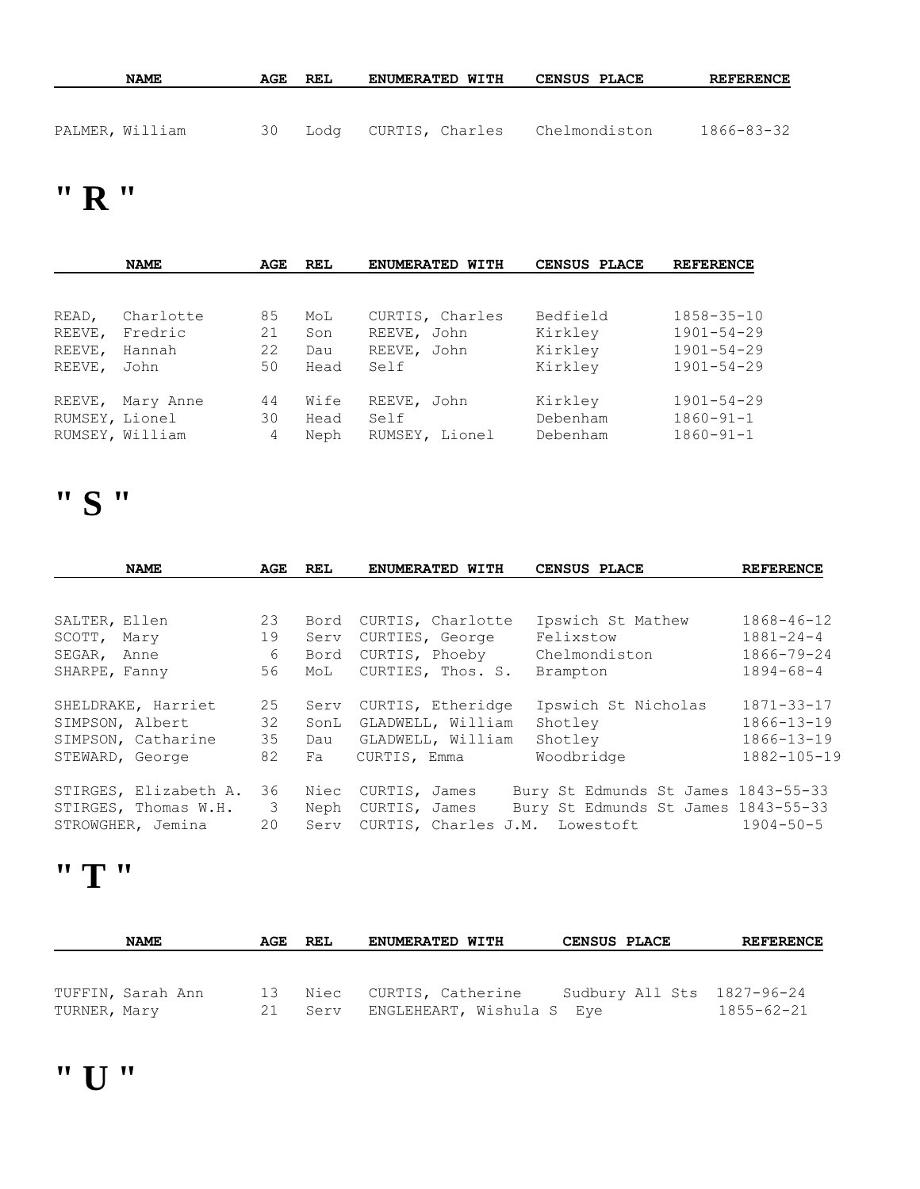| NAME | AGE | REL | ENUMERATED WITH | CENSUS PLACE | REFERENCE |
|---|---|---|---|---|---|
| PALMER, William | 30 | Lodg | CURTIS, Charles | Chelmondiston | 1866-83-32 |

# " R "

| NAME | AGE | REL | ENUMERATED WITH | CENSUS PLACE | REFERENCE |
|---|---|---|---|---|---|
| READ, Charlotte | 85 | MoL | CURTIS, Charles | Bedfield | 1858-35-10 |
| REEVE, Fredric | 21 | Son | REEVE, John | Kirkley | 1901-54-29 |
| REEVE, Hannah | 22 | Dau | REEVE, John | Kirkley | 1901-54-29 |
| REEVE, John | 50 | Head | Self | Kirkley | 1901-54-29 |
| REEVE, Mary Anne | 44 | Wife | REEVE, John | Kirkley | 1901-54-29 |
| RUMSEY, Lionel | 30 | Head | Self | Debenham | 1860-91-1 |
| RUMSEY, William | 4 | Neph | RUMSEY, Lionel | Debenham | 1860-91-1 |

# " S "

| NAME | AGE | REL | ENUMERATED WITH | CENSUS PLACE | REFERENCE |
|---|---|---|---|---|---|
| SALTER, Ellen | 23 | Bord | CURTIS, Charlotte | Ipswich St Mathew | 1868-46-12 |
| SCOTT, Mary | 19 | Serv | CURTIES, George | Felixstow | 1881-24-4 |
| SEGAR, Anne | 6 | Bord | CURTIS, Phoeby | Chelmondiston | 1866-79-24 |
| SHARPE, Fanny | 56 | MoL | CURTIES, Thos. S. | Brampton | 1894-68-4 |
| SHELDRAKE, Harriet | 25 | Serv | CURTIS, Etheridge | Ipswich St Nicholas | 1871-33-17 |
| SIMPSON, Albert | 32 | SonL | GLADWELL, William | Shotley | 1866-13-19 |
| SIMPSON, Catharine | 35 | Dau | GLADWELL, William | Shotley | 1866-13-19 |
| STEWARD, George | 82 | Fa | CURTIS, Emma | Woodbridge | 1882-105-19 |
| STIRGES, Elizabeth A. | 36 | Niec | CURTIS, James | Bury St Edmunds St James | 1843-55-33 |
| STIRGES, Thomas W.H. | 3 | Neph | CURTIS, James | Bury St Edmunds St James | 1843-55-33 |
| STROWGHER, Jemina | 20 | Serv | CURTIS, Charles J.M. | Lowestoft | 1904-50-5 |

# " T "

| NAME | AGE | REL | ENUMERATED WITH | CENSUS PLACE | REFERENCE |
|---|---|---|---|---|---|
| TUFFIN, Sarah Ann | 13 | Niec | CURTIS, Catherine | Sudbury All Sts | 1827-96-24 |
| TURNER, Mary | 21 | Serv | ENGLEHEART, Wishula S | Eye | 1855-62-21 |

# " U "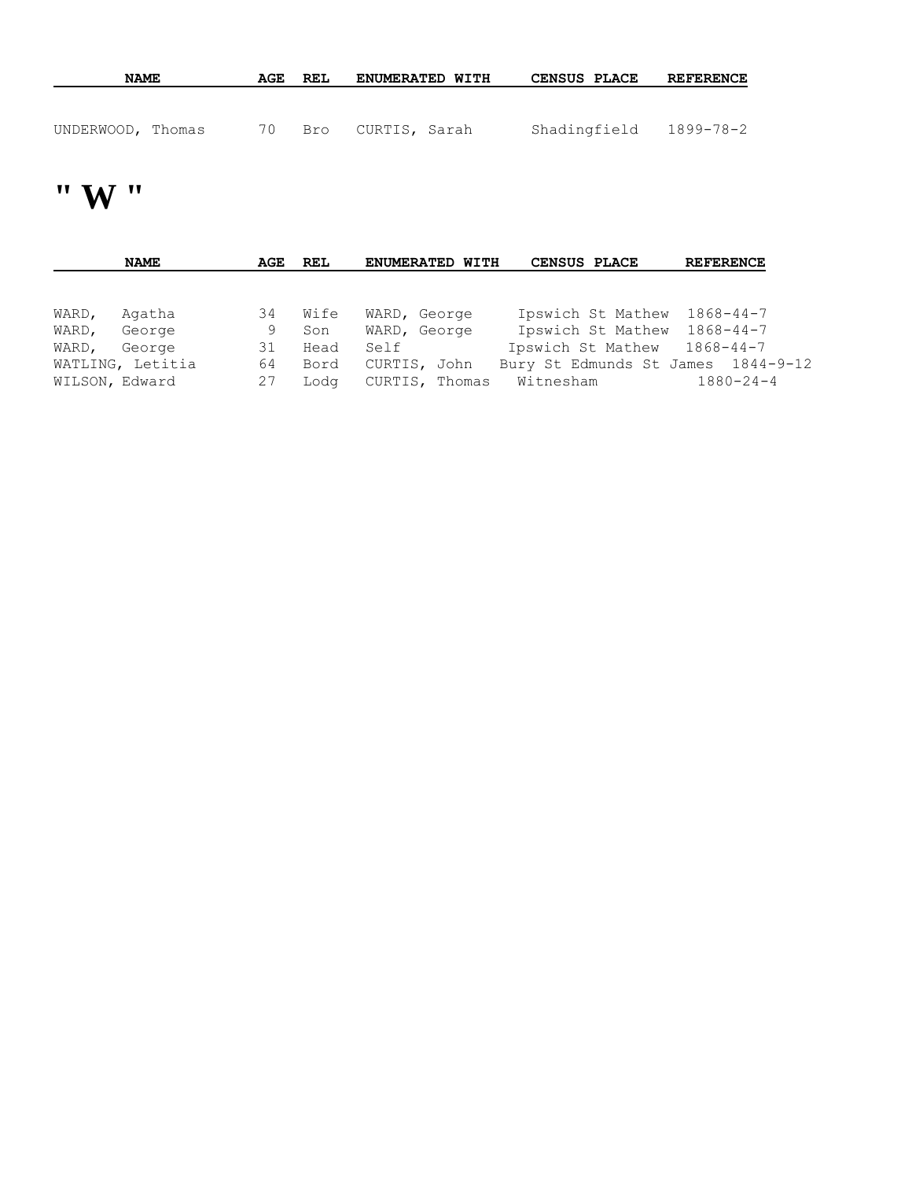| NAME | AGE | REL | ENUMERATED WITH | CENSUS PLACE | REFERENCE |
|---|---|---|---|---|---|
| UNDERWOOD, Thomas | 70 | Bro | CURTIS, Sarah | Shadingfield | 1899-78-2 |

# " W "

| NAME | AGE | REL | ENUMERATED WITH | CENSUS PLACE | REFERENCE |
|---|---|---|---|---|---|
| WARD, Agatha | 34 | Wife | WARD, George | Ipswich St Mathew | 1868-44-7 |
| WARD, George | 9 | Son | WARD, George | Ipswich St Mathew | 1868-44-7 |
| WARD, George | 31 | Head | Self | Ipswich St Mathew | 1868-44-7 |
| WATLING, Letitia | 64 | Bord | CURTIS, John | Bury St Edmunds St James | 1844-9-12 |
| WILSON, Edward | 27 | Lodg | CURTIS, Thomas | Witnesham | 1880-24-4 |